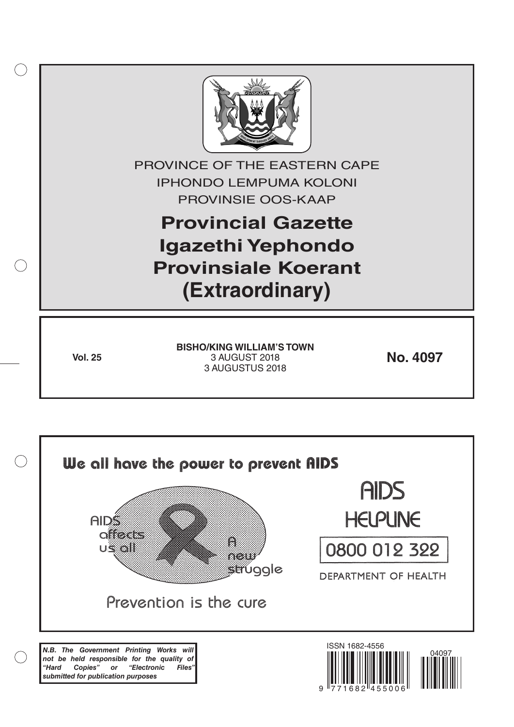PROVINCE OF THE EASTERN CAPE

IPHONDO LEMPUMA KOLONI

PROVINSIE OOS-KAAP

# Provincial Gazette
# Igazethi Yephondo
# Provinsiale Koerant
# (Extraordinary)

**Vol. 25**

**BISHO/KING WILLIAM'S TOWN**
3 AUGUST 2018
3 AUGUSTUS 2018

**No. 4097**

We all have the power to prevent AIDS

AIDS affects us all

A new struggle

Prevention is the cure

AIDS HELPLINE

0800 012 322

DEPARTMENT OF HEALTH

***N.B. The Government Printing Works will not be held responsible for the quality of "Hard Copies" or "Electronic Files" submitted for publication purposes***

ISSN 1682-4556

9 771682 455006

04097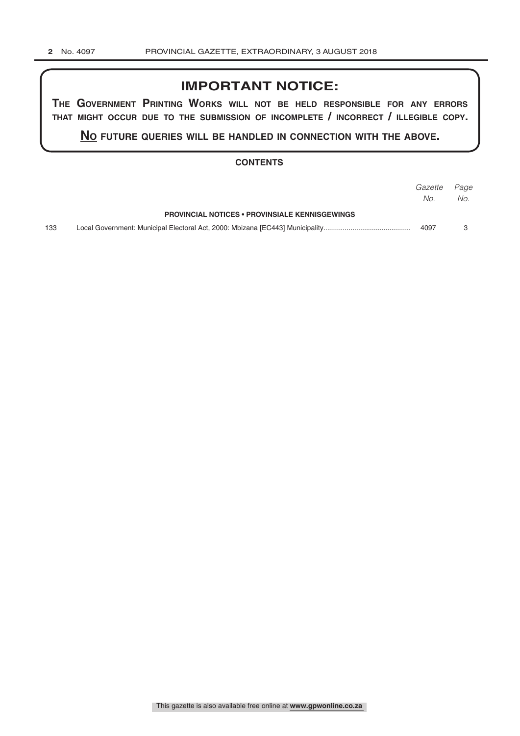## IMPORTANT NOTICE:

**THE GOVERNMENT PRINTING WORKS WILL NOT BE HELD RESPONSIBLE FOR ANY ERRORS THAT MIGHT OCCUR DUE TO THE SUBMISSION OF INCOMPLETE / INCORRECT / ILLEGIBLE COPY.**

**NO FUTURE QUERIES WILL BE HANDLED IN CONNECTION WITH THE ABOVE.**

### CONTENTS

| | | *Gazette No.* | *Page No.* |
|---|---|---|---|
| | **PROVINCIAL NOTICES • PROVINSIALE KENNISGEWINGS** | | |
| 133 | Local Government: Municipal Electoral Act, 2000: Mbizana [EC443] Municipality | 4097 | 3 |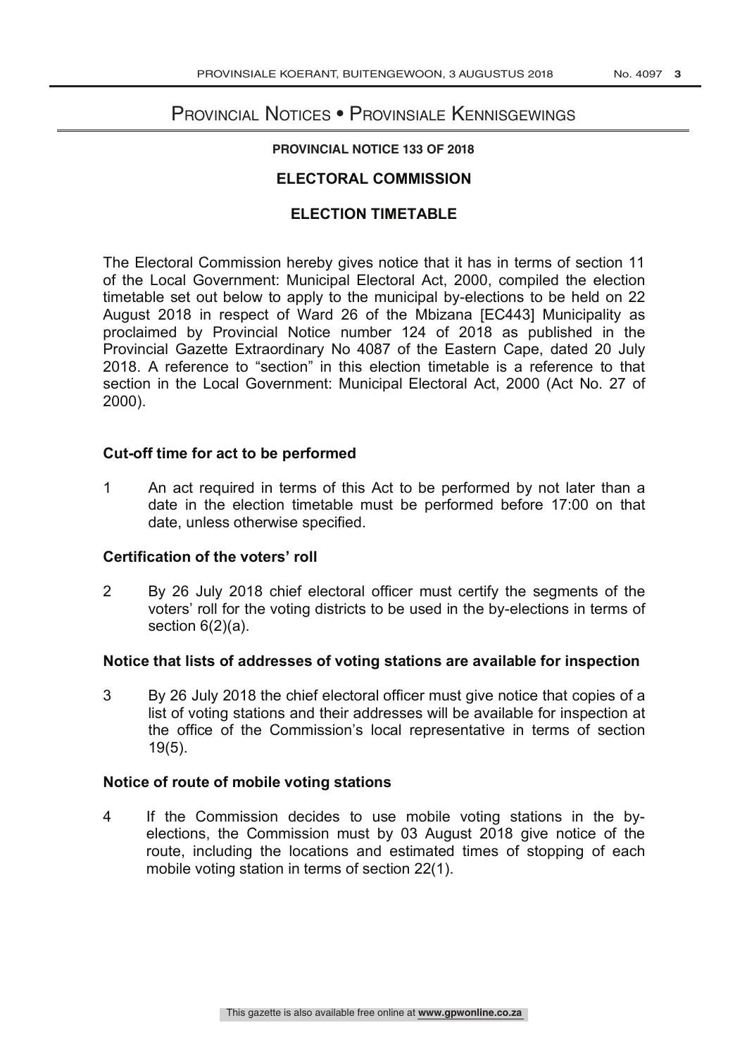# Provincial Notices • Provinsiale Kennisgewings

**PROVINCIAL NOTICE 133 OF 2018**

## ELECTORAL COMMISSION

## ELECTION TIMETABLE

The Electoral Commission hereby gives notice that it has in terms of section 11 of the Local Government: Municipal Electoral Act, 2000, compiled the election timetable set out below to apply to the municipal by-elections to be held on 22 August 2018 in respect of Ward 26 of the Mbizana [EC443] Municipality as proclaimed by Provincial Notice number 124 of 2018 as published in the Provincial Gazette Extraordinary No 4087 of the Eastern Cape, dated 20 July 2018. A reference to "section" in this election timetable is a reference to that section in the Local Government: Municipal Electoral Act, 2000 (Act No. 27 of 2000).

### Cut-off time for act to be performed

1 An act required in terms of this Act to be performed by not later than a date in the election timetable must be performed before 17:00 on that date, unless otherwise specified.

### Certification of the voters' roll

2 By 26 July 2018 chief electoral officer must certify the segments of the voters' roll for the voting districts to be used in the by-elections in terms of section 6(2)(a).

### Notice that lists of addresses of voting stations are available for inspection

3 By 26 July 2018 the chief electoral officer must give notice that copies of a list of voting stations and their addresses will be available for inspection at the office of the Commission's local representative in terms of section 19(5).

### Notice of route of mobile voting stations

4 If the Commission decides to use mobile voting stations in the by-elections, the Commission must by 03 August 2018 give notice of the route, including the locations and estimated times of stopping of each mobile voting station in terms of section 22(1).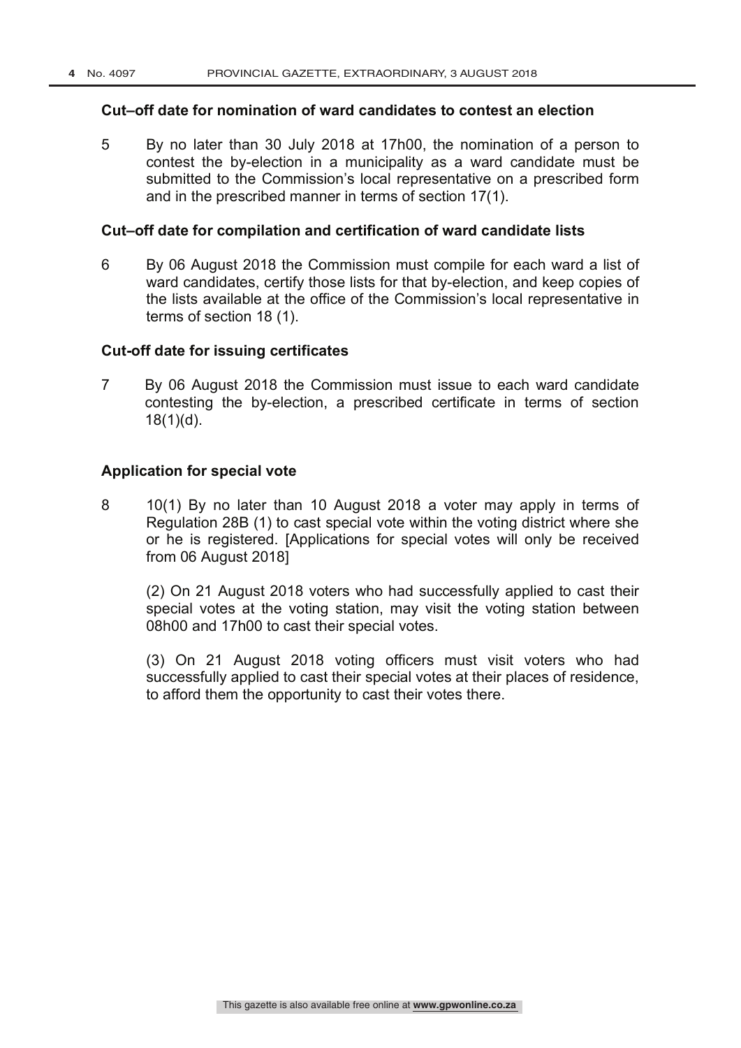### Cut–off date for nomination of ward candidates to contest an election

5 By no later than 30 July 2018 at 17h00, the nomination of a person to contest the by-election in a municipality as a ward candidate must be submitted to the Commission's local representative on a prescribed form and in the prescribed manner in terms of section 17(1).

### Cut–off date for compilation and certification of ward candidate lists

6 By 06 August 2018 the Commission must compile for each ward a list of ward candidates, certify those lists for that by-election, and keep copies of the lists available at the office of the Commission's local representative in terms of section 18 (1).

### Cut-off date for issuing certificates

7 By 06 August 2018 the Commission must issue to each ward candidate contesting the by-election, a prescribed certificate in terms of section 18(1)(d).

### Application for special vote

8 10(1) By no later than 10 August 2018 a voter may apply in terms of Regulation 28B (1) to cast special vote within the voting district where she or he is registered. [Applications for special votes will only be received from 06 August 2018]

(2) On 21 August 2018 voters who had successfully applied to cast their special votes at the voting station, may visit the voting station between 08h00 and 17h00 to cast their special votes.

(3) On 21 August 2018 voting officers must visit voters who had successfully applied to cast their special votes at their places of residence, to afford them the opportunity to cast their votes there.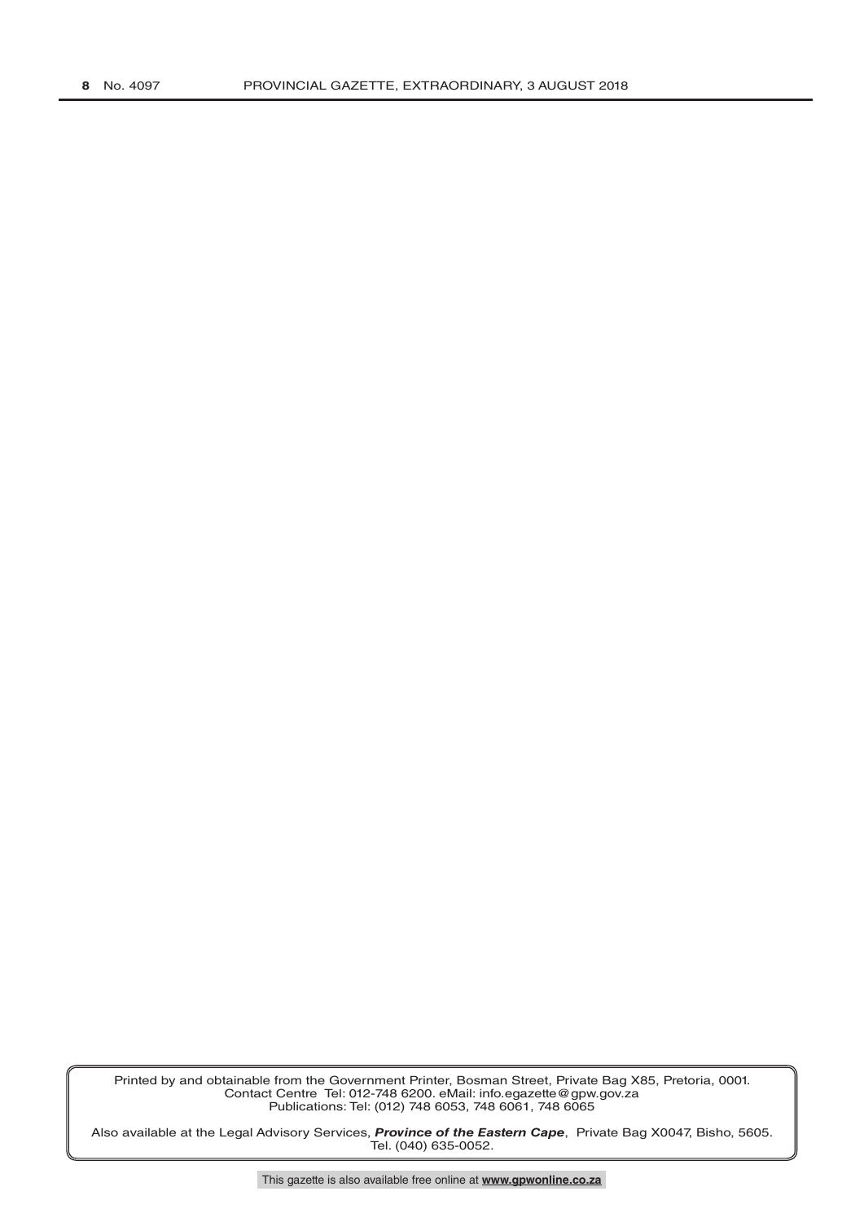Printed by and obtainable from the Government Printer, Bosman Street, Private Bag X85, Pretoria, 0001.
Contact Centre Tel: 012-748 6200. eMail: info.egazette@gpw.gov.za
Publications: Tel: (012) 748 6053, 748 6061, 748 6065

Also available at the Legal Advisory Services, ***Province of the Eastern Cape***, Private Bag X0047, Bisho, 5605.
Tel. (040) 635-0052.

This gazette is also available free online at **www.gpwonline.co.za**